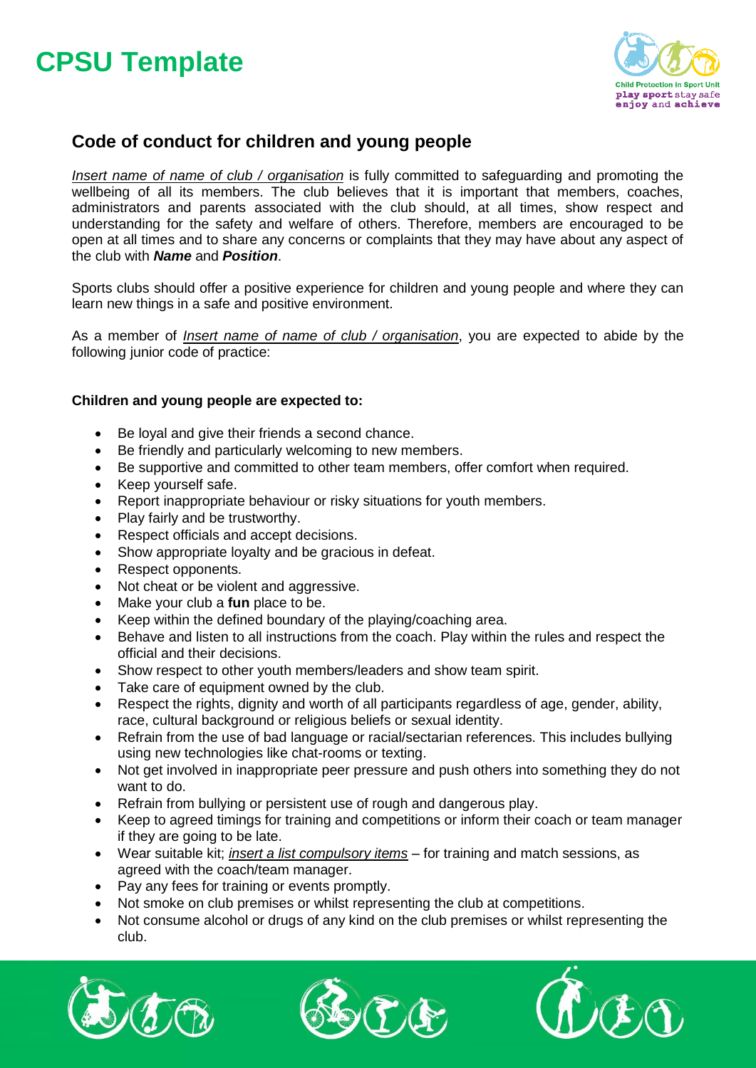# CPSU Template

## Code of conduct for children and young people

<u>*Insert name of name of club / organisation*</u> is fully committed to safeguarding and promoting the wellbeing of all its members. The club believes that it is important that members, coaches, administrators and parents associated with the club should, at all times, show respect and understanding for the safety and welfare of others. Therefore, members are encouraged to be open at all times and to share any concerns or complaints that they may have about any aspect of the club with ***Name*** and ***Position***.

Sports clubs should offer a positive experience for children and young people and where they can learn new things in a safe and positive environment.

As a member of <u>*Insert name of name of club / organisation*</u>, you are expected to abide by the following junior code of practice:

**Children and young people are expected to:**

- Be loyal and give their friends a second chance.
- Be friendly and particularly welcoming to new members.
- Be supportive and committed to other team members, offer comfort when required.
- Keep yourself safe.
- Report inappropriate behaviour or risky situations for youth members.
- Play fairly and be trustworthy.
- Respect officials and accept decisions.
- Show appropriate loyalty and be gracious in defeat.
- Respect opponents.
- Not cheat or be violent and aggressive.
- Make your club a **fun** place to be.
- Keep within the defined boundary of the playing/coaching area.
- Behave and listen to all instructions from the coach. Play within the rules and respect the official and their decisions.
- Show respect to other youth members/leaders and show team spirit.
- Take care of equipment owned by the club.
- Respect the rights, dignity and worth of all participants regardless of age, gender, ability, race, cultural background or religious beliefs or sexual identity.
- Refrain from the use of bad language or racial/sectarian references. This includes bullying using new technologies like chat-rooms or texting.
- Not get involved in inappropriate peer pressure and push others into something they do not want to do.
- Refrain from bullying or persistent use of rough and dangerous play.
- Keep to agreed timings for training and competitions or inform their coach or team manager if they are going to be late.
- Wear suitable kit; <u>*insert a list compulsory items*</u> – for training and match sessions, as agreed with the coach/team manager.
- Pay any fees for training or events promptly.
- Not smoke on club premises or whilst representing the club at competitions.
- Not consume alcohol or drugs of any kind on the club premises or whilst representing the club.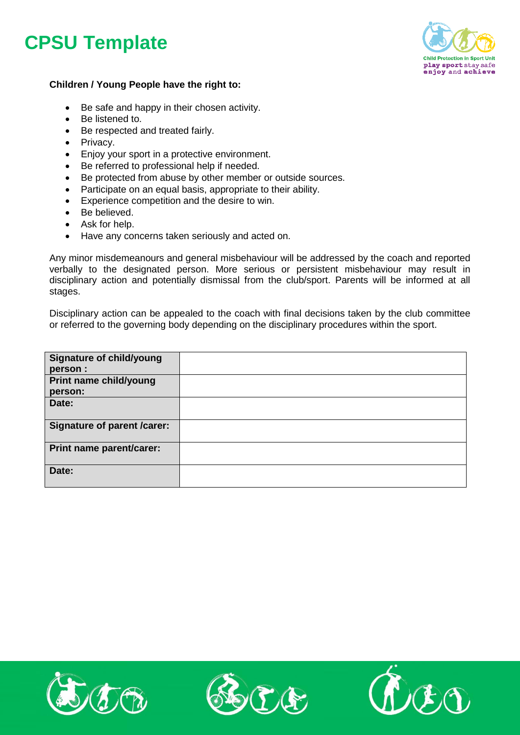# CPSU Template

**Children / Young People have the right to:**

- Be safe and happy in their chosen activity.
- Be listened to.
- Be respected and treated fairly.
- Privacy.
- Enjoy your sport in a protective environment.
- Be referred to professional help if needed.
- Be protected from abuse by other member or outside sources.
- Participate on an equal basis, appropriate to their ability.
- Experience competition and the desire to win.
- Be believed.
- Ask for help.
- Have any concerns taken seriously and acted on.

Any minor misdemeanours and general misbehaviour will be addressed by the coach and reported verbally to the designated person. More serious or persistent misbehaviour may result in disciplinary action and potentially dismissal from the club/sport. Parents will be informed at all stages.

Disciplinary action can be appealed to the coach with final decisions taken by the club committee or referred to the governing body depending on the disciplinary procedures within the sport.

| | |
|---|---|
| **Signature of child/young person :** | |
| **Print name child/young person:** | |
| **Date:** | |
| **Signature of parent /carer:** | |
| **Print name parent/carer:** | |
| **Date:** | |